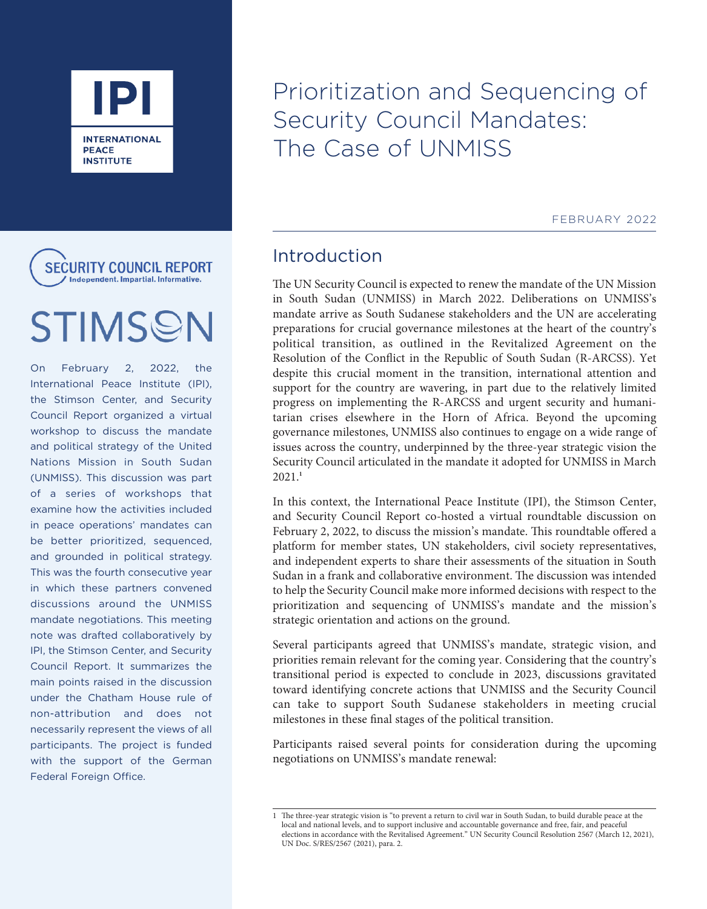IPI

INTERNATIONAL PEACE INSTITUTE

SECURITY COUNCIL REPORT
Independent. Impartial. Informative.

STIMSON

On February 2, 2022, the International Peace Institute (IPI), the Stimson Center, and Security Council Report organized a virtual workshop to discuss the mandate and political strategy of the United Nations Mission in South Sudan (UNMISS). This discussion was part of a series of workshops that examine how the activities included in peace operations' mandates can be better prioritized, sequenced, and grounded in political strategy. This was the fourth consecutive year in which these partners convened discussions around the UNMISS mandate negotiations. This meeting note was drafted collaboratively by IPI, the Stimson Center, and Security Council Report. It summarizes the main points raised in the discussion under the Chatham House rule of non-attribution and does not necessarily represent the views of all participants. The project is funded with the support of the German Federal Foreign Office.

# Prioritization and Sequencing of Security Council Mandates: The Case of UNMISS

FEBRUARY 2022

## Introduction

The UN Security Council is expected to renew the mandate of the UN Mission in South Sudan (UNMISS) in March 2022. Deliberations on UNMISS's mandate arrive as South Sudanese stakeholders and the UN are accelerating preparations for crucial governance milestones at the heart of the country's political transition, as outlined in the Revitalized Agreement on the Resolution of the Conflict in the Republic of South Sudan (R-ARCSS). Yet despite this crucial moment in the transition, international attention and support for the country are wavering, in part due to the relatively limited progress on implementing the R-ARCSS and urgent security and humanitarian crises elsewhere in the Horn of Africa. Beyond the upcoming governance milestones, UNMISS also continues to engage on a wide range of issues across the country, underpinned by the three-year strategic vision the Security Council articulated in the mandate it adopted for UNMISS in March 2021.[1]

In this context, the International Peace Institute (IPI), the Stimson Center, and Security Council Report co-hosted a virtual roundtable discussion on February 2, 2022, to discuss the mission's mandate. This roundtable offered a platform for member states, UN stakeholders, civil society representatives, and independent experts to share their assessments of the situation in South Sudan in a frank and collaborative environment. The discussion was intended to help the Security Council make more informed decisions with respect to the prioritization and sequencing of UNMISS's mandate and the mission's strategic orientation and actions on the ground.

Several participants agreed that UNMISS's mandate, strategic vision, and priorities remain relevant for the coming year. Considering that the country's transitional period is expected to conclude in 2023, discussions gravitated toward identifying concrete actions that UNMISS and the Security Council can take to support South Sudanese stakeholders in meeting crucial milestones in these final stages of the political transition.

Participants raised several points for consideration during the upcoming negotiations on UNMISS's mandate renewal:

---

1 The three-year strategic vision is "to prevent a return to civil war in South Sudan, to build durable peace at the local and national levels, and to support inclusive and accountable governance and free, fair, and peaceful elections in accordance with the Revitalised Agreement." UN Security Council Resolution 2567 (March 12, 2021), UN Doc. S/RES/2567 (2021), para. 2.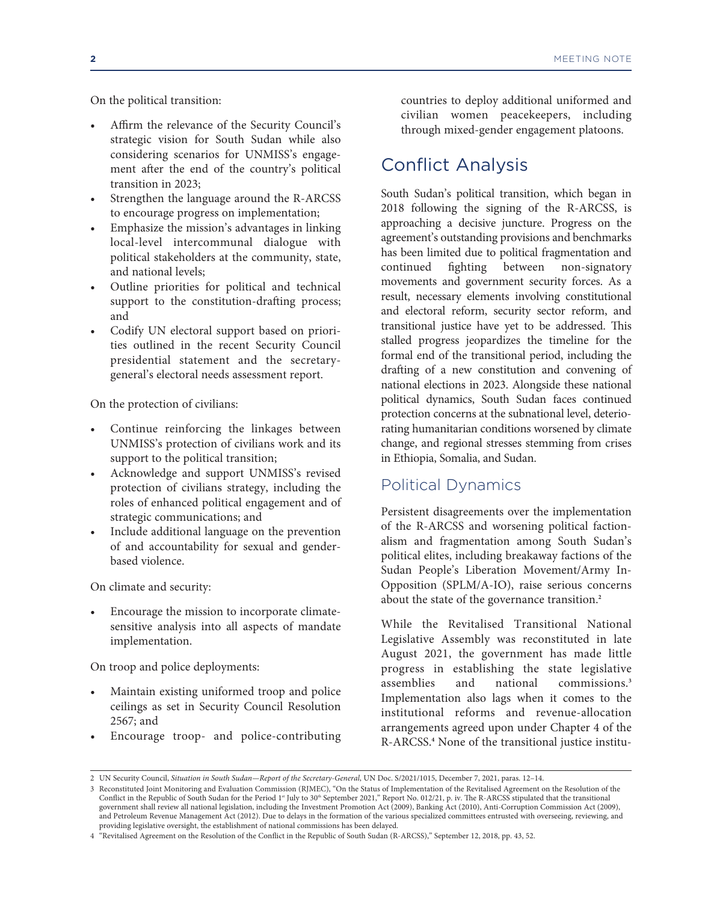On the political transition:

- Affirm the relevance of the Security Council's strategic vision for South Sudan while also considering scenarios for UNMISS's engagement after the end of the country's political transition in 2023;
- Strengthen the language around the R-ARCSS to encourage progress on implementation;
- Emphasize the mission's advantages in linking local-level intercommunal dialogue with political stakeholders at the community, state, and national levels;
- Outline priorities for political and technical support to the constitution-drafting process; and
- Codify UN electoral support based on priorities outlined in the recent Security Council presidential statement and the secretary-general's electoral needs assessment report.

On the protection of civilians:

- Continue reinforcing the linkages between UNMISS's protection of civilians work and its support to the political transition;
- Acknowledge and support UNMISS's revised protection of civilians strategy, including the roles of enhanced political engagement and of strategic communications; and
- Include additional language on the prevention of and accountability for sexual and gender-based violence.

On climate and security:

- Encourage the mission to incorporate climate-sensitive analysis into all aspects of mandate implementation.

On troop and police deployments:

- Maintain existing uniformed troop and police ceilings as set in Security Council Resolution 2567; and
- Encourage troop- and police-contributing countries to deploy additional uniformed and civilian women peacekeepers, including through mixed-gender engagement platoons.

# Conflict Analysis

South Sudan's political transition, which began in 2018 following the signing of the R-ARCSS, is approaching a decisive juncture. Progress on the agreement's outstanding provisions and benchmarks has been limited due to political fragmentation and continued fighting between non-signatory movements and government security forces. As a result, necessary elements involving constitutional and electoral reform, security sector reform, and transitional justice have yet to be addressed. This stalled progress jeopardizes the timeline for the formal end of the transitional period, including the drafting of a new constitution and convening of national elections in 2023. Alongside these national political dynamics, South Sudan faces continued protection concerns at the subnational level, deteriorating humanitarian conditions worsened by climate change, and regional stresses stemming from crises in Ethiopia, Somalia, and Sudan.

## Political Dynamics

Persistent disagreements over the implementation of the R-ARCSS and worsening political factionalism and fragmentation among South Sudan's political elites, including breakaway factions of the Sudan People's Liberation Movement/Army In-Opposition (SPLM/A-IO), raise serious concerns about the state of the governance transition.[2]

While the Revitalised Transitional National Legislative Assembly was reconstituted in late August 2021, the government has made little progress in establishing the state legislative assemblies and national commissions.[3] Implementation also lags when it comes to the institutional reforms and revenue-allocation arrangements agreed upon under Chapter 4 of the R-ARCSS.[4] None of the transitional justice institu-

---

2 UN Security Council, *Situation in South Sudan—Report of the Secretary-General,* UN Doc. S/2021/1015, December 7, 2021, paras. 12–14.

3 Reconstituted Joint Monitoring and Evaluation Commission (RJMEC), "On the Status of Implementation of the Revitalised Agreement on the Resolution of the Conflict in the Republic of South Sudan for the Period 1st July to 30th September 2021," Report No. 012/21, p. iv. The R-ARCSS stipulated that the transitional government shall review all national legislation, including the Investment Promotion Act (2009), Banking Act (2010), Anti-Corruption Commission Act (2009), and Petroleum Revenue Management Act (2012). Due to delays in the formation of the various specialized committees entrusted with overseeing, reviewing, and providing legislative oversight, the establishment of national commissions has been delayed.

4 "Revitalised Agreement on the Resolution of the Conflict in the Republic of South Sudan (R-ARCSS)," September 12, 2018, pp. 43, 52.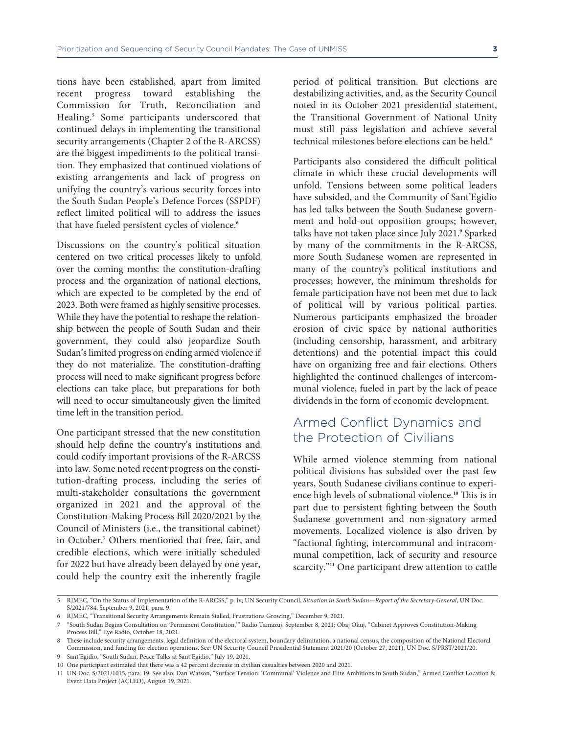tions have been established, apart from limited recent progress toward establishing the Commission for Truth, Reconciliation and Healing.[5] Some participants underscored that continued delays in implementing the transitional security arrangements (Chapter 2 of the R-ARCSS) are the biggest impediments to the political transition. They emphasized that continued violations of existing arrangements and lack of progress on unifying the country's various security forces into the South Sudan People's Defence Forces (SSPDF) reflect limited political will to address the issues that have fueled persistent cycles of violence.[6]

Discussions on the country's political situation centered on two critical processes likely to unfold over the coming months: the constitution-drafting process and the organization of national elections, which are expected to be completed by the end of 2023. Both were framed as highly sensitive processes. While they have the potential to reshape the relationship between the people of South Sudan and their government, they could also jeopardize South Sudan's limited progress on ending armed violence if they do not materialize. The constitution-drafting process will need to make significant progress before elections can take place, but preparations for both will need to occur simultaneously given the limited time left in the transition period.

One participant stressed that the new constitution should help define the country's institutions and could codify important provisions of the R-ARCSS into law. Some noted recent progress on the constitution-drafting process, including the series of multi-stakeholder consultations the government organized in 2021 and the approval of the Constitution-Making Process Bill 2020/2021 by the Council of Ministers (i.e., the transitional cabinet) in October.[7] Others mentioned that free, fair, and credible elections, which were initially scheduled for 2022 but have already been delayed by one year, could help the country exit the inherently fragile period of political transition. But elections are destabilizing activities, and, as the Security Council noted in its October 2021 presidential statement, the Transitional Government of National Unity must still pass legislation and achieve several technical milestones before elections can be held.[8]

Participants also considered the difficult political climate in which these crucial developments will unfold. Tensions between some political leaders have subsided, and the Community of Sant'Egidio has led talks between the South Sudanese government and hold-out opposition groups; however, talks have not taken place since July 2021.[9] Sparked by many of the commitments in the R-ARCSS, more South Sudanese women are represented in many of the country's political institutions and processes; however, the minimum thresholds for female participation have not been met due to lack of political will by various political parties. Numerous participants emphasized the broader erosion of civic space by national authorities (including censorship, harassment, and arbitrary detentions) and the potential impact this could have on organizing free and fair elections. Others highlighted the continued challenges of intercommunal violence, fueled in part by the lack of peace dividends in the form of economic development.

## Armed Conflict Dynamics and the Protection of Civilians

While armed violence stemming from national political divisions has subsided over the past few years, South Sudanese civilians continue to experience high levels of subnational violence.[10] This is in part due to persistent fighting between the South Sudanese government and non-signatory armed movements. Localized violence is also driven by "factional fighting, intercommunal and intracommunal competition, lack of security and resource scarcity."[11] One participant drew attention to cattle

---

5 RJMEC, "On the Status of Implementation of the R-ARCSS," p. iv; UN Security Council, *Situation in South Sudan—Report of the Secretary-General*, UN Doc. S/2021/784, September 9, 2021, para. 9.

6 RJMEC, "Transitional Security Arrangements Remain Stalled, Frustrations Growing," December 9, 2021.

7 "South Sudan Begins Consultation on 'Permanent Constitution,'" Radio Tamazuj, September 8, 2021; Obaj Okuj, "Cabinet Approves Constitution-Making Process Bill," Eye Radio, October 18, 2021.

8 These include security arrangements, legal definition of the electoral system, boundary delimitation, a national census, the composition of the National Electoral Commission, and funding for election operations. See: UN Security Council Presidential Statement 2021/20 (October 27, 2021), UN Doc. S/PRST/2021/20.

9 Sant'Egidio, "South Sudan, Peace Talks at Sant'Egidio," July 19, 2021.

10 One participant estimated that there was a 42 percent decrease in civilian casualties between 2020 and 2021.

11 UN Doc. S/2021/1015, para. 19. See also: Dan Watson, "Surface Tension: 'Communal' Violence and Elite Ambitions in South Sudan," Armed Conflict Location & Event Data Project (ACLED), August 19, 2021.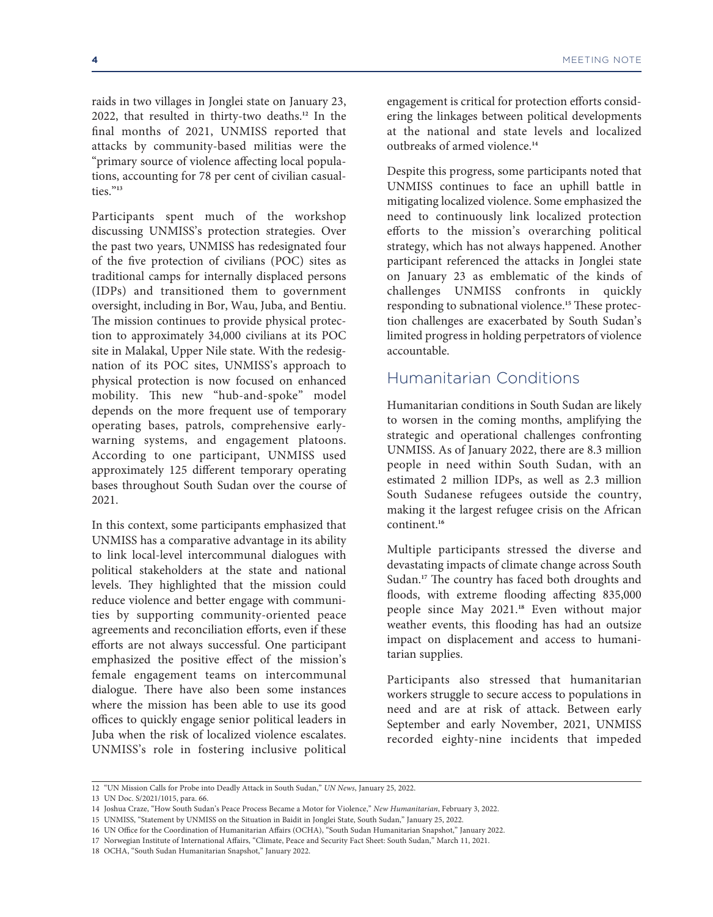raids in two villages in Jonglei state on January 23, 2022, that resulted in thirty-two deaths.[12] In the final months of 2021, UNMISS reported that attacks by community-based militias were the "primary source of violence affecting local populations, accounting for 78 per cent of civilian casualties."[13]

Participants spent much of the workshop discussing UNMISS's protection strategies. Over the past two years, UNMISS has redesignated four of the five protection of civilians (POC) sites as traditional camps for internally displaced persons (IDPs) and transitioned them to government oversight, including in Bor, Wau, Juba, and Bentiu. The mission continues to provide physical protection to approximately 34,000 civilians at its POC site in Malakal, Upper Nile state. With the redesignation of its POC sites, UNMISS's approach to physical protection is now focused on enhanced mobility. This new "hub-and-spoke" model depends on the more frequent use of temporary operating bases, patrols, comprehensive early-warning systems, and engagement platoons. According to one participant, UNMISS used approximately 125 different temporary operating bases throughout South Sudan over the course of 2021.

In this context, some participants emphasized that UNMISS has a comparative advantage in its ability to link local-level intercommunal dialogues with political stakeholders at the state and national levels. They highlighted that the mission could reduce violence and better engage with communities by supporting community-oriented peace agreements and reconciliation efforts, even if these efforts are not always successful. One participant emphasized the positive effect of the mission's female engagement teams on intercommunal dialogue. There have also been some instances where the mission has been able to use its good offices to quickly engage senior political leaders in Juba when the risk of localized violence escalates. UNMISS's role in fostering inclusive political engagement is critical for protection efforts considering the linkages between political developments at the national and state levels and localized outbreaks of armed violence.[14]

Despite this progress, some participants noted that UNMISS continues to face an uphill battle in mitigating localized violence. Some emphasized the need to continuously link localized protection efforts to the mission's overarching political strategy, which has not always happened. Another participant referenced the attacks in Jonglei state on January 23 as emblematic of the kinds of challenges UNMISS confronts in quickly responding to subnational violence.[15] These protection challenges are exacerbated by South Sudan's limited progress in holding perpetrators of violence accountable.

## Humanitarian Conditions

Humanitarian conditions in South Sudan are likely to worsen in the coming months, amplifying the strategic and operational challenges confronting UNMISS. As of January 2022, there are 8.3 million people in need within South Sudan, with an estimated 2 million IDPs, as well as 2.3 million South Sudanese refugees outside the country, making it the largest refugee crisis on the African continent.[16]

Multiple participants stressed the diverse and devastating impacts of climate change across South Sudan.[17] The country has faced both droughts and floods, with extreme flooding affecting 835,000 people since May 2021.[18] Even without major weather events, this flooding has had an outsize impact on displacement and access to humanitarian supplies.

Participants also stressed that humanitarian workers struggle to secure access to populations in need and are at risk of attack. Between early September and early November, 2021, UNMISS recorded eighty-nine incidents that impeded

---

12 "UN Mission Calls for Probe into Deadly Attack in South Sudan," *UN News*, January 25, 2022.

13 UN Doc. S/2021/1015, para. 66.

14 Joshua Craze, "How South Sudan's Peace Process Became a Motor for Violence," *New Humanitarian*, February 3, 2022.

15 UNMISS, "Statement by UNMISS on the Situation in Baidit in Jonglei State, South Sudan," January 25, 2022.

16 UN Office for the Coordination of Humanitarian Affairs (OCHA), "South Sudan Humanitarian Snapshot," January 2022.

17 Norwegian Institute of International Affairs, "Climate, Peace and Security Fact Sheet: South Sudan," March 11, 2021.

18 OCHA, "South Sudan Humanitarian Snapshot," January 2022.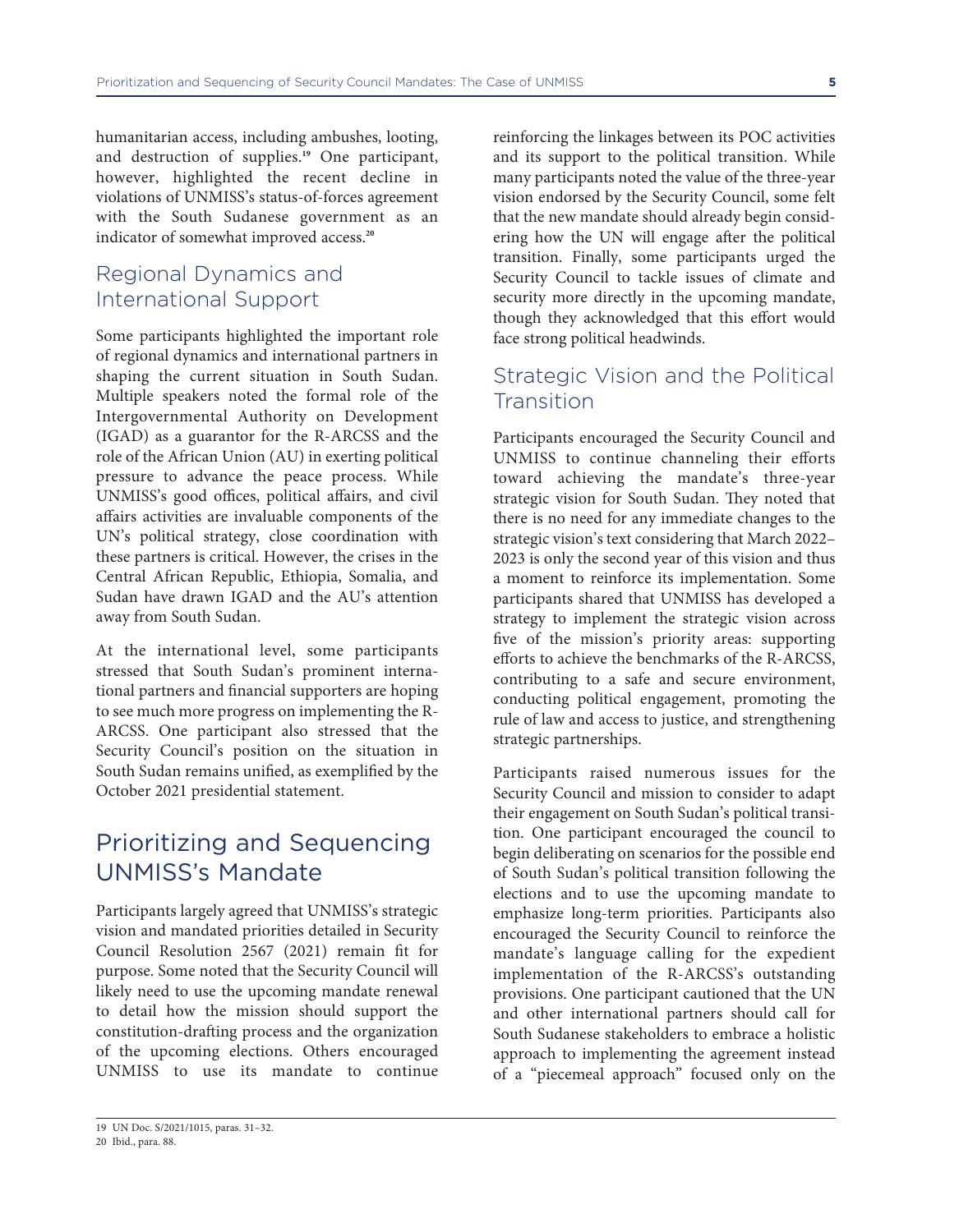humanitarian access, including ambushes, looting, and destruction of supplies.[19] One participant, however, highlighted the recent decline in violations of UNMISS's status-of-forces agreement with the South Sudanese government as an indicator of somewhat improved access.[20]

### Regional Dynamics and International Support

Some participants highlighted the important role of regional dynamics and international partners in shaping the current situation in South Sudan. Multiple speakers noted the formal role of the Intergovernmental Authority on Development (IGAD) as a guarantor for the R-ARCSS and the role of the African Union (AU) in exerting political pressure to advance the peace process. While UNMISS's good offices, political affairs, and civil affairs activities are invaluable components of the UN's political strategy, close coordination with these partners is critical. However, the crises in the Central African Republic, Ethiopia, Somalia, and Sudan have drawn IGAD and the AU's attention away from South Sudan.

At the international level, some participants stressed that South Sudan's prominent international partners and financial supporters are hoping to see much more progress on implementing the R-ARCSS. One participant also stressed that the Security Council's position on the situation in South Sudan remains unified, as exemplified by the October 2021 presidential statement.

## Prioritizing and Sequencing UNMISS's Mandate

Participants largely agreed that UNMISS's strategic vision and mandated priorities detailed in Security Council Resolution 2567 (2021) remain fit for purpose. Some noted that the Security Council will likely need to use the upcoming mandate renewal to detail how the mission should support the constitution-drafting process and the organization of the upcoming elections. Others encouraged UNMISS to use its mandate to continue reinforcing the linkages between its POC activities and its support to the political transition. While many participants noted the value of the three-year vision endorsed by the Security Council, some felt that the new mandate should already begin considering how the UN will engage after the political transition. Finally, some participants urged the Security Council to tackle issues of climate and security more directly in the upcoming mandate, though they acknowledged that this effort would face strong political headwinds.

### Strategic Vision and the Political Transition

Participants encouraged the Security Council and UNMISS to continue channeling their efforts toward achieving the mandate's three-year strategic vision for South Sudan. They noted that there is no need for any immediate changes to the strategic vision's text considering that March 2022–2023 is only the second year of this vision and thus a moment to reinforce its implementation. Some participants shared that UNMISS has developed a strategy to implement the strategic vision across five of the mission's priority areas: supporting efforts to achieve the benchmarks of the R-ARCSS, contributing to a safe and secure environment, conducting political engagement, promoting the rule of law and access to justice, and strengthening strategic partnerships.

Participants raised numerous issues for the Security Council and mission to consider to adapt their engagement on South Sudan's political transition. One participant encouraged the council to begin deliberating on scenarios for the possible end of South Sudan's political transition following the elections and to use the upcoming mandate to emphasize long-term priorities. Participants also encouraged the Security Council to reinforce the mandate's language calling for the expedient implementation of the R-ARCSS's outstanding provisions. One participant cautioned that the UN and other international partners should call for South Sudanese stakeholders to embrace a holistic approach to implementing the agreement instead of a "piecemeal approach" focused only on the

19 UN Doc. S/2021/1015, paras. 31–32.

20 Ibid., para. 88.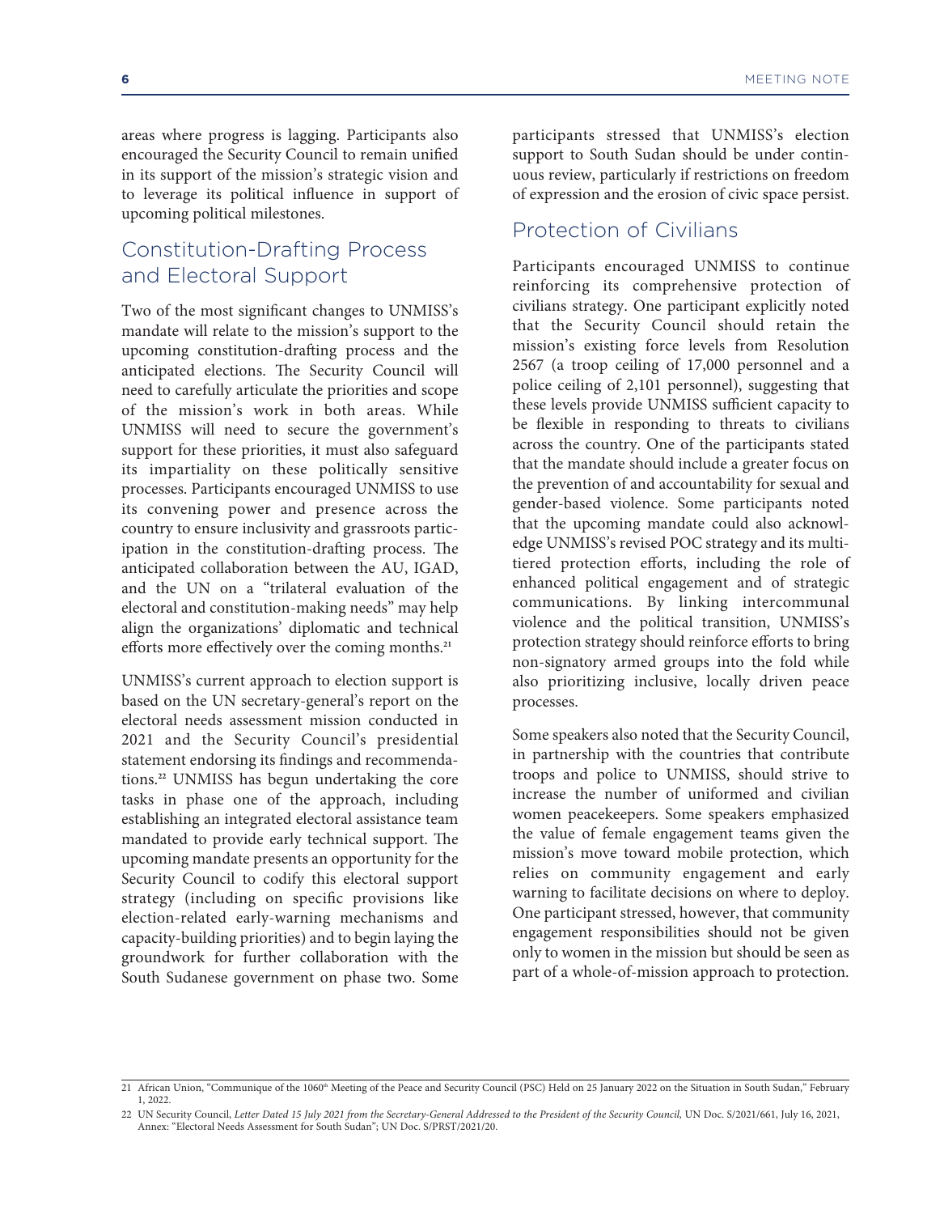areas where progress is lagging. Participants also encouraged the Security Council to remain unified in its support of the mission's strategic vision and to leverage its political influence in support of upcoming political milestones.

## Constitution-Drafting Process and Electoral Support

Two of the most significant changes to UNMISS's mandate will relate to the mission's support to the upcoming constitution-drafting process and the anticipated elections. The Security Council will need to carefully articulate the priorities and scope of the mission's work in both areas. While UNMISS will need to secure the government's support for these priorities, it must also safeguard its impartiality on these politically sensitive processes. Participants encouraged UNMISS to use its convening power and presence across the country to ensure inclusivity and grassroots participation in the constitution-drafting process. The anticipated collaboration between the AU, IGAD, and the UN on a "trilateral evaluation of the electoral and constitution-making needs" may help align the organizations' diplomatic and technical efforts more effectively over the coming months.[21]

UNMISS's current approach to election support is based on the UN secretary-general's report on the electoral needs assessment mission conducted in 2021 and the Security Council's presidential statement endorsing its findings and recommendations.[22] UNMISS has begun undertaking the core tasks in phase one of the approach, including establishing an integrated electoral assistance team mandated to provide early technical support. The upcoming mandate presents an opportunity for the Security Council to codify this electoral support strategy (including on specific provisions like election-related early-warning mechanisms and capacity-building priorities) and to begin laying the groundwork for further collaboration with the South Sudanese government on phase two. Some participants stressed that UNMISS's election support to South Sudan should be under continuous review, particularly if restrictions on freedom of expression and the erosion of civic space persist.

## Protection of Civilians

Participants encouraged UNMISS to continue reinforcing its comprehensive protection of civilians strategy. One participant explicitly noted that the Security Council should retain the mission's existing force levels from Resolution 2567 (a troop ceiling of 17,000 personnel and a police ceiling of 2,101 personnel), suggesting that these levels provide UNMISS sufficient capacity to be flexible in responding to threats to civilians across the country. One of the participants stated that the mandate should include a greater focus on the prevention of and accountability for sexual and gender-based violence. Some participants noted that the upcoming mandate could also acknowledge UNMISS's revised POC strategy and its multitiered protection efforts, including the role of enhanced political engagement and of strategic communications. By linking intercommunal violence and the political transition, UNMISS's protection strategy should reinforce efforts to bring non-signatory armed groups into the fold while also prioritizing inclusive, locally driven peace processes.

Some speakers also noted that the Security Council, in partnership with the countries that contribute troops and police to UNMISS, should strive to increase the number of uniformed and civilian women peacekeepers. Some speakers emphasized the value of female engagement teams given the mission's move toward mobile protection, which relies on community engagement and early warning to facilitate decisions on where to deploy. One participant stressed, however, that community engagement responsibilities should not be given only to women in the mission but should be seen as part of a whole-of-mission approach to protection.

---

21 African Union, "Communique of the 1060th Meeting of the Peace and Security Council (PSC) Held on 25 January 2022 on the Situation in South Sudan," February 1, 2022.

22 UN Security Council, *Letter Dated 15 July 2021 from the Secretary-General Addressed to the President of the Security Council,* UN Doc. S/2021/661, July 16, 2021, Annex: "Electoral Needs Assessment for South Sudan"; UN Doc. S/PRST/2021/20.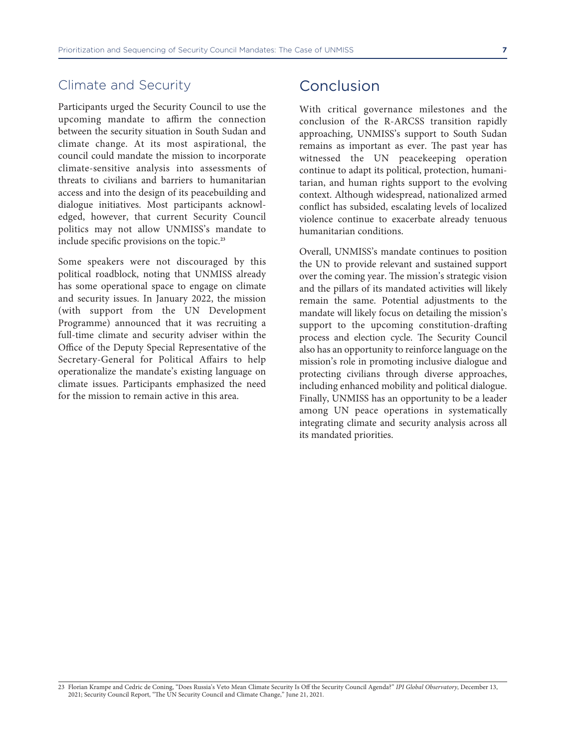## Climate and Security

Participants urged the Security Council to use the upcoming mandate to affirm the connection between the security situation in South Sudan and climate change. At its most aspirational, the council could mandate the mission to incorporate climate-sensitive analysis into assessments of threats to civilians and barriers to humanitarian access and into the design of its peacebuilding and dialogue initiatives. Most participants acknowledged, however, that current Security Council politics may not allow UNMISS's mandate to include specific provisions on the topic.[23]

Some speakers were not discouraged by this political roadblock, noting that UNMISS already has some operational space to engage on climate and security issues. In January 2022, the mission (with support from the UN Development Programme) announced that it was recruiting a full-time climate and security adviser within the Office of the Deputy Special Representative of the Secretary-General for Political Affairs to help operationalize the mandate's existing language on climate issues. Participants emphasized the need for the mission to remain active in this area.

# Conclusion

With critical governance milestones and the conclusion of the R-ARCSS transition rapidly approaching, UNMISS's support to South Sudan remains as important as ever. The past year has witnessed the UN peacekeeping operation continue to adapt its political, protection, humanitarian, and human rights support to the evolving context. Although widespread, nationalized armed conflict has subsided, escalating levels of localized violence continue to exacerbate already tenuous humanitarian conditions.

Overall, UNMISS's mandate continues to position the UN to provide relevant and sustained support over the coming year. The mission's strategic vision and the pillars of its mandated activities will likely remain the same. Potential adjustments to the mandate will likely focus on detailing the mission's support to the upcoming constitution-drafting process and election cycle. The Security Council also has an opportunity to reinforce language on the mission's role in promoting inclusive dialogue and protecting civilians through diverse approaches, including enhanced mobility and political dialogue. Finally, UNMISS has an opportunity to be a leader among UN peace operations in systematically integrating climate and security analysis across all its mandated priorities.

23 Florian Krampe and Cedric de Coning, "Does Russia's Veto Mean Climate Security Is Off the Security Council Agenda?" *IPI Global Observatory*, December 13, 2021; Security Council Report, "The UN Security Council and Climate Change," June 21, 2021.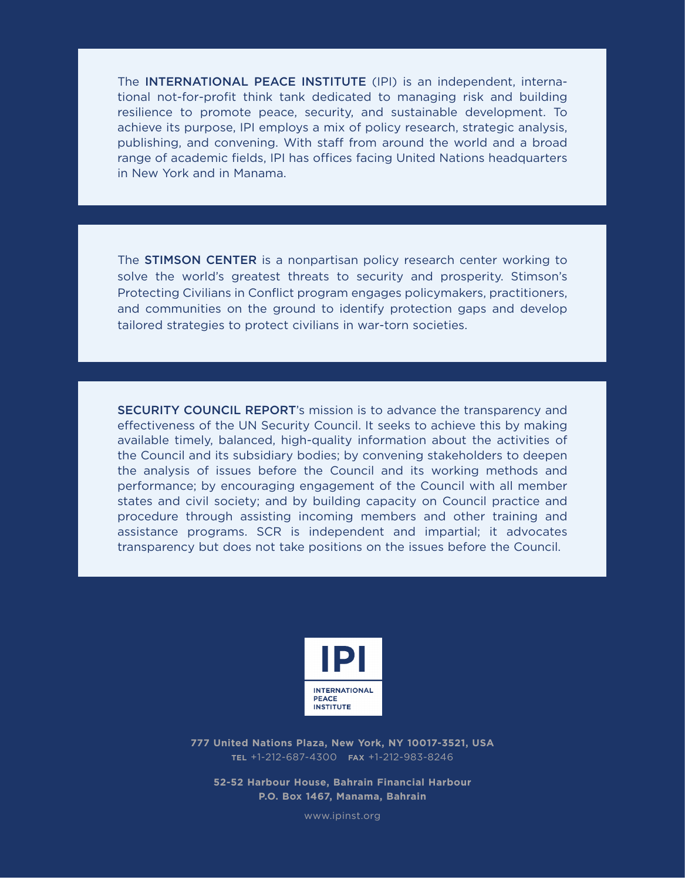The **INTERNATIONAL PEACE INSTITUTE** (IPI) is an independent, international not-for-profit think tank dedicated to managing risk and building resilience to promote peace, security, and sustainable development. To achieve its purpose, IPI employs a mix of policy research, strategic analysis, publishing, and convening. With staff from around the world and a broad range of academic fields, IPI has offices facing United Nations headquarters in New York and in Manama.

The **STIMSON CENTER** is a nonpartisan policy research center working to solve the world's greatest threats to security and prosperity. Stimson's Protecting Civilians in Conflict program engages policymakers, practitioners, and communities on the ground to identify protection gaps and develop tailored strategies to protect civilians in war-torn societies.

**SECURITY COUNCIL REPORT**'s mission is to advance the transparency and effectiveness of the UN Security Council. It seeks to achieve this by making available timely, balanced, high-quality information about the activities of the Council and its subsidiary bodies; by convening stakeholders to deepen the analysis of issues before the Council and its working methods and performance; by encouraging engagement of the Council with all member states and civil society; and by building capacity on Council practice and procedure through assisting incoming members and other training and assistance programs. SCR is independent and impartial; it advocates transparency but does not take positions on the issues before the Council.

**IPI**
INTERNATIONAL
PEACE
INSTITUTE

**777 United Nations Plaza, New York, NY 10017-3521, USA**
**TEL** +1-212-687-4300 **FAX** +1-212-983-8246

**52-52 Harbour House, Bahrain Financial Harbour**
**P.O. Box 1467, Manama, Bahrain**

www.ipinst.org